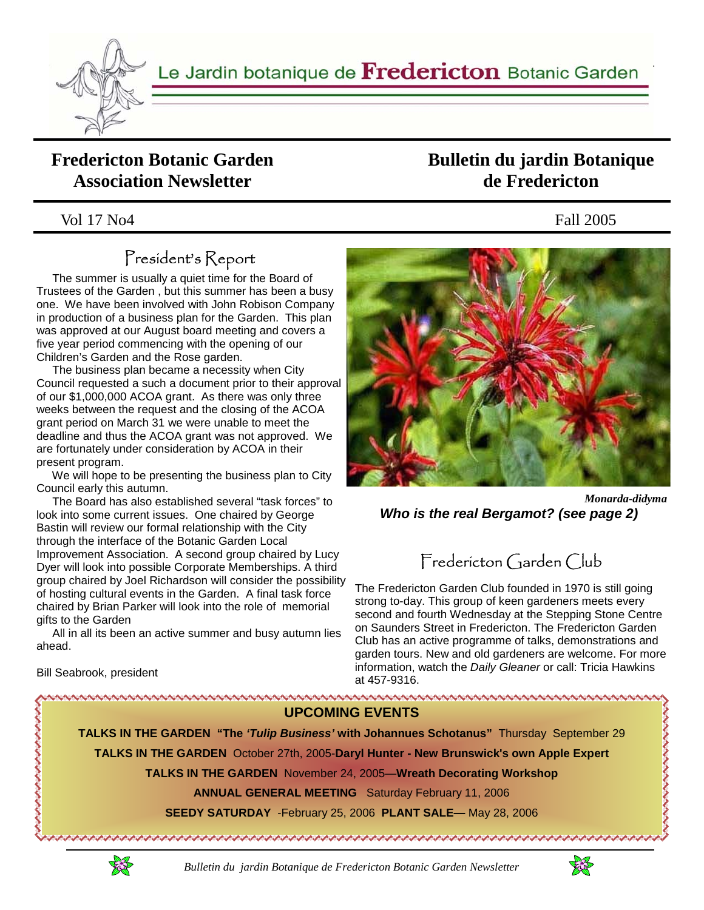Le Jardin botanique de **Fredericton** Botanic Garden

# Fredericton Botanic Garden Association Newsletter

# Bulletin du jardin Botanique de Fredericton

Vol 17 No4

Fall 2005

## President's Report

The summer is usually a quiet time for the Board of Trustees of the Garden , but this summer has been a busy one. We have been involved with John Robison Company in production of a business plan for the Garden. This plan was approved at our August board meeting and covers a five year period commencing with the opening of our Children's Garden and the Rose garden.

The business plan became a necessity when City Council requested a such a document prior to their approval of our $1,000,000 ACOA grant. As there was only three weeks between the request and the closing of the ACOA grant period on March 31 we were unable to meet the deadline and thus the ACOA grant was not approved. We are fortunately under consideration by ACOA in their present program.

We will hope to be presenting the business plan to City Council early this autumn.

The Board has also established several "task forces" to look into some current issues. One chaired by George Bastin will review our formal relationship with the City through the interface of the Botanic Garden Local Improvement Association. A second group chaired by Lucy Dyer will look into possible Corporate Memberships. A third group chaired by Joel Richardson will consider the possibility of hosting cultural events in the Garden. A final task force chaired by Brian Parker will look into the role of memorial gifts to the Garden

All in all its been an active summer and busy autumn lies ahead.

Bill Seabrook, president

***Monarda-didyma***

***Who is the real Bergamot? (see page 2)***

## Fredericton Garden Club

The Fredericton Garden Club founded in 1970 is still going strong to-day. This group of keen gardeners meets every second and fourth Wednesday at the Stepping Stone Centre on Saunders Street in Fredericton. The Fredericton Garden Club has an active programme of talks, demonstrations and garden tours. New and old gardeners are welcome. For more information, watch the *Daily Gleaner* or call: Tricia Hawkins at 457-9316.

## UPCOMING EVENTS

**TALKS IN THE GARDEN "The *'Tulip Business'* with Johannues Schotanus"** Thursday September 29

**TALKS IN THE GARDEN** October 27th, 2005-**Daryl Hunter - New Brunswick's own Apple Expert**

**TALKS IN THE GARDEN** November 24, 2005—**Wreath Decorating Workshop**

**ANNUAL GENERAL MEETING** Saturday February 11, 2006

**SEEDY SATURDAY** -February 25, 2006 **PLANT SALE—** May 28, 2006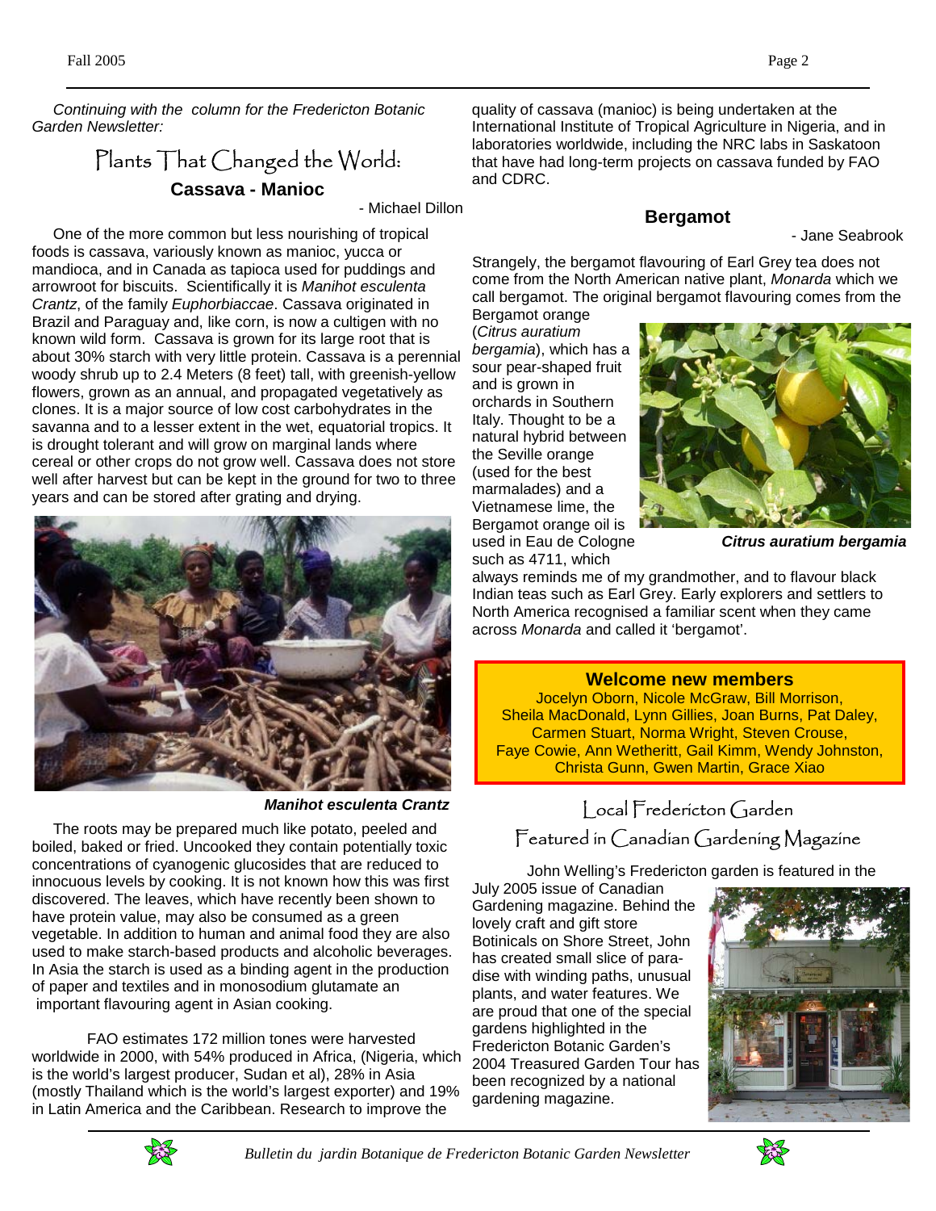*Continuing with the column for the Fredericton Botanic Garden Newsletter:*

## Plants That Changed the World:

### Cassava - Manioc

- Michael Dillon

One of the more common but less nourishing of tropical foods is cassava, variously known as manioc, yucca or mandioca, and in Canada as tapioca used for puddings and arrowroot for biscuits. Scientifically it is *Manihot esculenta Crantz*, of the family *Euphorbiaceae*. Cassava originated in Brazil and Paraguay and, like corn, is now a cultigen with no known wild form. Cassava is grown for its large root that is about 30% starch with very little protein. Cassava is a perennial woody shrub up to 2.4 Meters (8 feet) tall, with greenish-yellow flowers, grown as an annual, and propagated vegetatively as clones. It is a major source of low cost carbohydrates in the savanna and to a lesser extent in the wet, equatorial tropics. It is drought tolerant and will grow on marginal lands where cereal or other crops do not grow well. Cassava does not store well after harvest but can be kept in the ground for two to three years and can be stored after grating and drying.

***Manihot esculenta Crantz***

The roots may be prepared much like potato, peeled and boiled, baked or fried. Uncooked they contain potentially toxic concentrations of cyanogenic glucosides that are reduced to innocuous levels by cooking. It is not known how this was first discovered. The leaves, which have recently been shown to have protein value, may also be consumed as a green vegetable. In addition to human and animal food they are also used to make starch-based products and alcoholic beverages. In Asia the starch is used as a binding agent in the production of paper and textiles and in monosodium glutamate an important flavouring agent in Asian cooking.

FAO estimates 172 million tones were harvested worldwide in 2000, with 54% produced in Africa, (Nigeria, which is the world's largest producer, Sudan et al), 28% in Asia (mostly Thailand which is the world's largest exporter) and 19% in Latin America and the Caribbean. Research to improve the quality of cassava (manioc) is being undertaken at the International Institute of Tropical Agriculture in Nigeria, and in laboratories worldwide, including the NRC labs in Saskatoon that have had long-term projects on cassava funded by FAO and CDRC.

### Bergamot

- Jane Seabrook

Strangely, the bergamot flavouring of Earl Grey tea does not come from the North American native plant, *Monarda* which we call bergamot. The original bergamot flavouring comes from the Bergamot orange (*Citrus auratium bergamia*), which has a sour pear-shaped fruit and is grown in orchards in Southern Italy. Thought to be a natural hybrid between the Seville orange (used for the best marmalades) and a Vietnamese lime, the Bergamot orange oil is used in Eau de Cologne such as 4711, which always reminds me of my grandmother, and to flavour black Indian teas such as Earl Grey. Early explorers and settlers to North America recognised a familiar scent when they came across *Monarda* and called it 'bergamot'.

***Citrus auratium bergamia***

**Welcome new members**

Jocelyn Oborn, Nicole McGraw, Bill Morrison, Sheila MacDonald, Lynn Gillies, Joan Burns, Pat Daley, Carmen Stuart, Norma Wright, Steven Crouse, Faye Cowie, Ann Wetheritt, Gail Kimm, Wendy Johnston, Christa Gunn, Gwen Martin, Grace Xiao

## Local Fredericton Garden Featured in Canadian Gardening Magazine

John Welling's Fredericton garden is featured in the July 2005 issue of Canadian Gardening magazine. Behind the lovely craft and gift store Botinicals on Shore Street, John has created small slice of paradise with winding paths, unusual plants, and water features. We are proud that one of the special gardens highlighted in the Fredericton Botanic Garden's 2004 Treasured Garden Tour has been recognized by a national gardening magazine.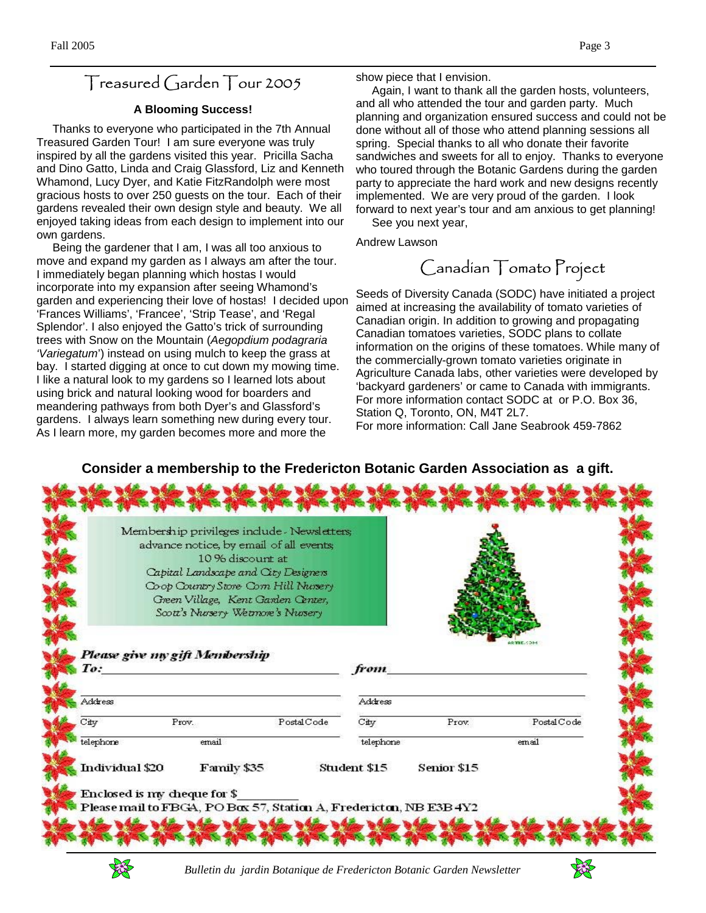## Treasured Garden Tour 2005

**A Blooming Success!**

Thanks to everyone who participated in the 7th Annual Treasured Garden Tour! I am sure everyone was truly inspired by all the gardens visited this year. Pricilla Sacha and Dino Gatto, Linda and Craig Glassford, Liz and Kenneth Whamond, Lucy Dyer, and Katie FitzRandolph were most gracious hosts to over 250 guests on the tour. Each of their gardens revealed their own design style and beauty. We all enjoyed taking ideas from each design to implement into our own gardens.

Being the gardener that I am, I was all too anxious to move and expand my garden as I always am after the tour. I immediately began planning which hostas I would incorporate into my expansion after seeing Whamond's garden and experiencing their love of hostas! I decided upon 'Frances Williams', 'Francee', 'Strip Tease', and 'Regal Splendor'. I also enjoyed the Gatto's trick of surrounding trees with Snow on the Mountain (*Aegopdium podagraria 'Variegatum'*) instead on using mulch to keep the grass at bay. I started digging at once to cut down my mowing time. I like a natural look to my gardens so I learned lots about using brick and natural looking wood for boarders and meandering pathways from both Dyer's and Glassford's gardens. I always learn something new during every tour. As I learn more, my garden becomes more and more the show piece that I envision.

Again, I want to thank all the garden hosts, volunteers, and all who attended the tour and garden party. Much planning and organization ensured success and could not be done without all of those who attend planning sessions all spring. Special thanks to all who donate their favorite sandwiches and sweets for all to enjoy. Thanks to everyone who toured through the Botanic Gardens during the garden party to appreciate the hard work and new designs recently implemented. We are very proud of the garden. I look forward to next year's tour and am anxious to get planning!

See you next year,

Andrew Lawson

## Canadian Tomato Project

Seeds of Diversity Canada (SODC) have initiated a project aimed at increasing the availability of tomato varieties of Canadian origin. In addition to growing and propagating Canadian tomatoes varieties, SODC plans to collate information on the origins of these tomatoes. While many of the commercially-grown tomato varieties originate in Agriculture Canada labs, other varieties were developed by 'backyard gardeners' or came to Canada with immigrants. For more information contact SODC at or P.O. Box 36, Station Q, Toronto, ON, M4T 2L7.
For more information: Call Jane Seabrook 459-7862

**Consider a membership to the Fredericton Botanic Garden Association as a gift.**

Membership privileges include - Newsletters; advance notice, by email of all events; 10 % discount at Capital Landscape and City Designers Co-op Country Store Corn Hill Nursery Green Village, Kent Garden Center, Scott's Nursery Wetmore's Nursery

*Please give my gift Membership*

*To:*\_\_\_\_\_\_\_\_\_\_\_\_\_\_\_\_\_\_\_\_ *from*\_\_\_\_\_\_\_\_\_\_\_\_\_\_\_\_\_\_\_\_

Address \_\_\_\_\_\_\_\_\_\_ Address \_\_\_\_\_\_\_\_\_\_

City Prov. Postal Code City Prov. Postal Code

telephone email telephone email

Individual $20 Family $35 Student $15 Senior $15

Enclosed is my cheque for $\_\_\_\_\_\_\_\_\_

Please mail to FBGA, PO Box 57, Station A, Fredericton, NB E3B 4Y2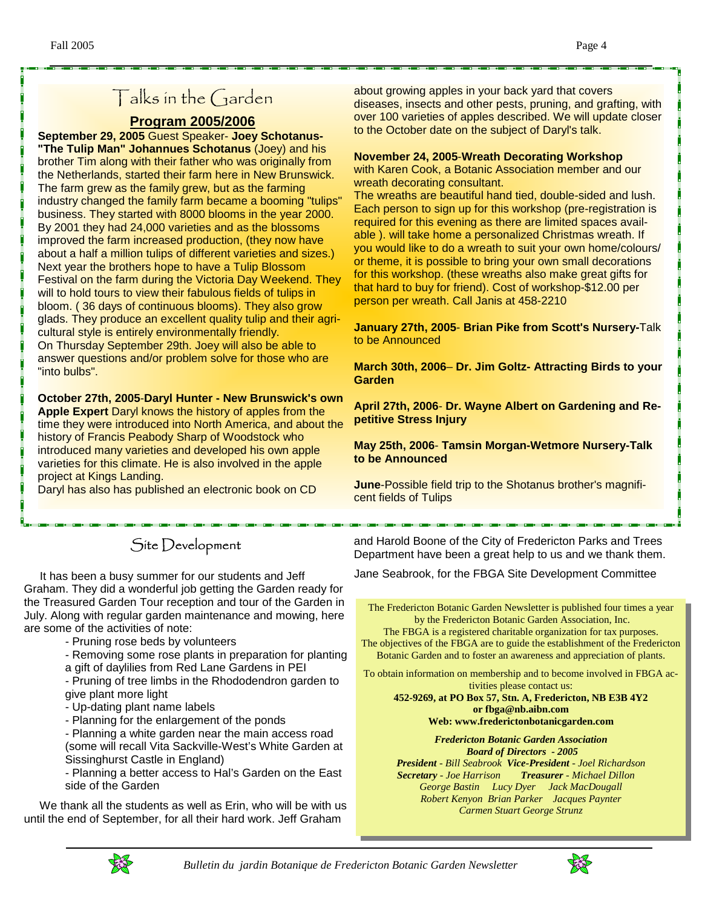## Talks in the Garden

### Program 2005/2006

**September 29, 2005** Guest Speaker- **Joey Schotanus- "The Tulip Man" Johannues Schotanus** (Joey) and his brother Tim along with their father who was originally from the Netherlands, started their farm here in New Brunswick. The farm grew as the family grew, but as the farming industry changed the family farm became a booming "tulips" business. They started with 8000 blooms in the year 2000. By 2001 they had 24,000 varieties and as the blossoms improved the farm increased production, (they now have about a half a million tulips of different varieties and sizes.) Next year the brothers hope to have a Tulip Blossom Festival on the farm during the Victoria Day Weekend. They will to hold tours to view their fabulous fields of tulips in bloom. ( 36 days of continuous blooms). They also grow glads. They produce an excellent quality tulip and their agricultural style is entirely environmentally friendly.
On Thursday September 29th. Joey will also be able to answer questions and/or problem solve for those who are "into bulbs".

**October 27th, 2005**-**Daryl Hunter - New Brunswick's own Apple Expert** Daryl knows the history of apples from the time they were introduced into North America, and about the history of Francis Peabody Sharp of Woodstock who introduced many varieties and developed his own apple varieties for this climate. He is also involved in the apple project at Kings Landing.
Daryl has also has published an electronic book on CD about growing apples in your back yard that covers diseases, insects and other pests, pruning, and grafting, with over 100 varieties of apples described. We will update closer to the October date on the subject of Daryl's talk.

**November 24, 2005**-**Wreath Decorating Workshop** with Karen Cook, a Botanic Association member and our wreath decorating consultant.
The wreaths are beautiful hand tied, double-sided and lush. Each person to sign up for this workshop (pre-registration is required for this evening as there are limited spaces available ). will take home a personalized Christmas wreath. If you would like to do a wreath to suit your own home/colours/ or theme, it is possible to bring your own small decorations for this workshop. (these wreaths also make great gifts for that hard to buy for friend). Cost of workshop-$12.00 per person per wreath. Call Janis at 458-2210

**January 27th, 2005**- **Brian Pike from Scott's Nursery-**Talk to be Announced

**March 30th, 2006**– **Dr. Jim Goltz- Attracting Birds to your Garden**

**April 27th, 2006**- **Dr. Wayne Albert on Gardening and Repetitive Stress Injury**

**May 25th, 2006**- **Tamsin Morgan-Wetmore Nursery-Talk to be Announced**

**June**-Possible field trip to the Shotanus brother's magnificent fields of Tulips

## Site Development

It has been a busy summer for our students and Jeff Graham. They did a wonderful job getting the Garden ready for the Treasured Garden Tour reception and tour of the Garden in July. Along with regular garden maintenance and mowing, here are some of the activities of note:

- Pruning rose beds by volunteers
- Removing some rose plants in preparation for planting a gift of daylilies from Red Lane Gardens in PEI
- Pruning of tree limbs in the Rhododendron garden to give plant more light
- Up-dating plant name labels
- Planning for the enlargement of the ponds
- Planning a white garden near the main access road (some will recall Vita Sackville-West's White Garden at Sissinghurst Castle in England)
- Planning a better access to Hal's Garden on the East side of the Garden

We thank all the students as well as Erin, who will be with us until the end of September, for all their hard work. Jeff Graham and Harold Boone of the City of Fredericton Parks and Trees Department have been a great help to us and we thank them.

Jane Seabrook, for the FBGA Site Development Committee

The Fredericton Botanic Garden Newsletter is published four times a year by the Fredericton Botanic Garden Association, Inc.
The FBGA is a registered charitable organization for tax purposes.
The objectives of the FBGA are to guide the establishment of the Fredericton Botanic Garden and to foster an awareness and appreciation of plants.

To obtain information on membership and to become involved in FBGA activities please contact us:
**452-9269, at PO Box 57, Stn. A, Fredericton, NB E3B 4Y2**
**or fbga@nb.aibn.com**
**Web: www.frederictonbotanicgarden.com**

***Fredericton Botanic Garden Association***
***Board of Directors - 2005***
***President*** *- Bill Seabrook* ***Vice-President*** *- Joel Richardson*
***Secretary*** *- Joe Harrison* ***Treasurer*** *- Michael Dillon*
*George Bastin Lucy Dyer Jack MacDougall*
*Robert Kenyon Brian Parker Jacques Paynter*
*Carmen Stuart George Strunz*